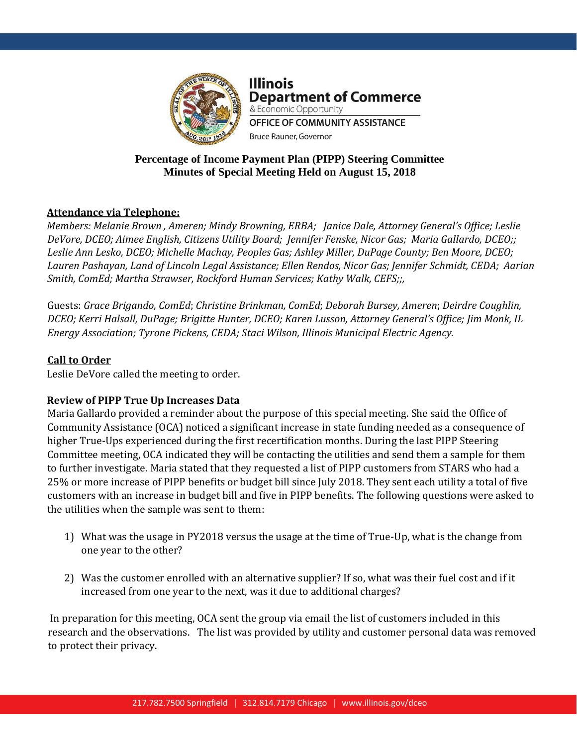Illinois
Department of Commerce
& Economic Opportunity
OFFICE OF COMMUNITY ASSISTANCE
Bruce Rauner, Governor

# Percentage of Income Payment Plan (PIPP) Steering Committee
## Minutes of Special Meeting Held on August 15, 2018

**Attendance via Telephone:**

Members: *Melanie Brown , Ameren; Mindy Browning, ERBA; Janice Dale, Attorney General's Office; Leslie DeVore, DCEO; Aimee English, Citizens Utility Board; Jennifer Fenske, Nicor Gas; Maria Gallardo, DCEO;; Leslie Ann Lesko, DCEO; Michelle Machay, Peoples Gas; Ashley Miller, DuPage County; Ben Moore, DCEO; Lauren Pashayan, Land of Lincoln Legal Assistance; Ellen Rendos, Nicor Gas; Jennifer Schmidt, CEDA; Aarian Smith, ComEd; Martha Strawser, Rockford Human Services; Kathy Walk, CEFS;;,*

Guests: *Grace Brigando, ComEd*; *Christine Brinkman, ComEd*; *Deborah Bursey, Ameren*; *Deirdre Coughlin, DCEO; Kerri Halsall, DuPage; Brigitte Hunter, DCEO; Karen Lusson, Attorney General's Office; Jim Monk, IL Energy Association; Tyrone Pickens, CEDA; Staci Wilson, Illinois Municipal Electric Agency.*

**Call to Order**

Leslie DeVore called the meeting to order.

**Review of PIPP True Up Increases Data**

Maria Gallardo provided a reminder about the purpose of this special meeting. She said the Office of Community Assistance (OCA) noticed a significant increase in state funding needed as a consequence of higher True-Ups experienced during the first recertification months. During the last PIPP Steering Committee meeting, OCA indicated they will be contacting the utilities and send them a sample for them to further investigate. Maria stated that they requested a list of PIPP customers from STARS who had a 25% or more increase of PIPP benefits or budget bill since July 2018. They sent each utility a total of five customers with an increase in budget bill and five in PIPP benefits. The following questions were asked to the utilities when the sample was sent to them:

1) What was the usage in PY2018 versus the usage at the time of True-Up, what is the change from one year to the other?

2) Was the customer enrolled with an alternative supplier? If so, what was their fuel cost and if it increased from one year to the next, was it due to additional charges?

In preparation for this meeting, OCA sent the group via email the list of customers included in this research and the observations. The list was provided by utility and customer personal data was removed to protect their privacy.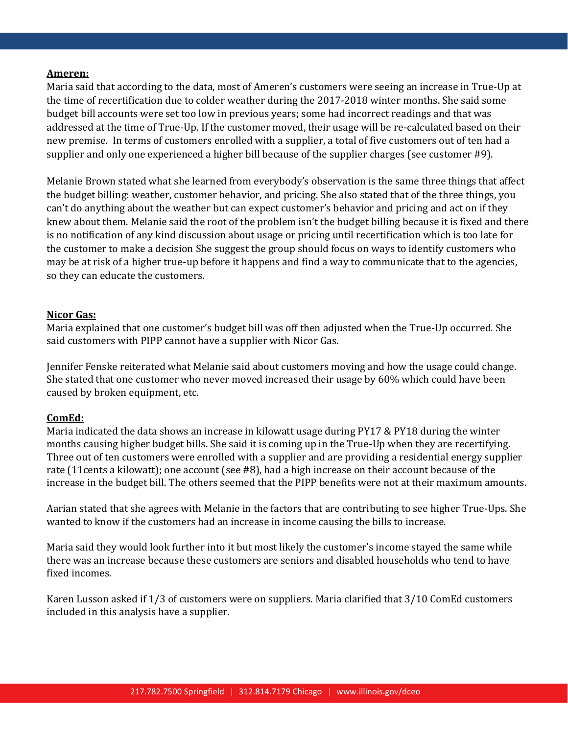**Ameren:**

Maria said that according to the data, most of Ameren's customers were seeing an increase in True-Up at the time of recertification due to colder weather during the 2017-2018 winter months. She said some budget bill accounts were set too low in previous years; some had incorrect readings and that was addressed at the time of True-Up. If the customer moved, their usage will be re-calculated based on their new premise. In terms of customers enrolled with a supplier, a total of five customers out of ten had a supplier and only one experienced a higher bill because of the supplier charges (see customer #9).

Melanie Brown stated what she learned from everybody's observation is the same three things that affect the budget billing: weather, customer behavior, and pricing. She also stated that of the three things, you can't do anything about the weather but can expect customer's behavior and pricing and act on if they knew about them. Melanie said the root of the problem isn't the budget billing because it is fixed and there is no notification of any kind discussion about usage or pricing until recertification which is too late for the customer to make a decision She suggest the group should focus on ways to identify customers who may be at risk of a higher true-up before it happens and find a way to communicate that to the agencies, so they can educate the customers.

**Nicor Gas:**

Maria explained that one customer's budget bill was off then adjusted when the True-Up occurred. She said customers with PIPP cannot have a supplier with Nicor Gas.

Jennifer Fenske reiterated what Melanie said about customers moving and how the usage could change. She stated that one customer who never moved increased their usage by 60% which could have been caused by broken equipment, etc.

**ComEd:**

Maria indicated the data shows an increase in kilowatt usage during PY17 & PY18 during the winter months causing higher budget bills. She said it is coming up in the True-Up when they are recertifying. Three out of ten customers were enrolled with a supplier and are providing a residential energy supplier rate (11cents a kilowatt); one account (see #8), had a high increase on their account because of the increase in the budget bill. The others seemed that the PIPP benefits were not at their maximum amounts.

Aarian stated that she agrees with Melanie in the factors that are contributing to see higher True-Ups. She wanted to know if the customers had an increase in income causing the bills to increase.

Maria said they would look further into it but most likely the customer's income stayed the same while there was an increase because these customers are seniors and disabled households who tend to have fixed incomes.

Karen Lusson asked if 1/3 of customers were on suppliers. Maria clarified that 3/10 ComEd customers included in this analysis have a supplier.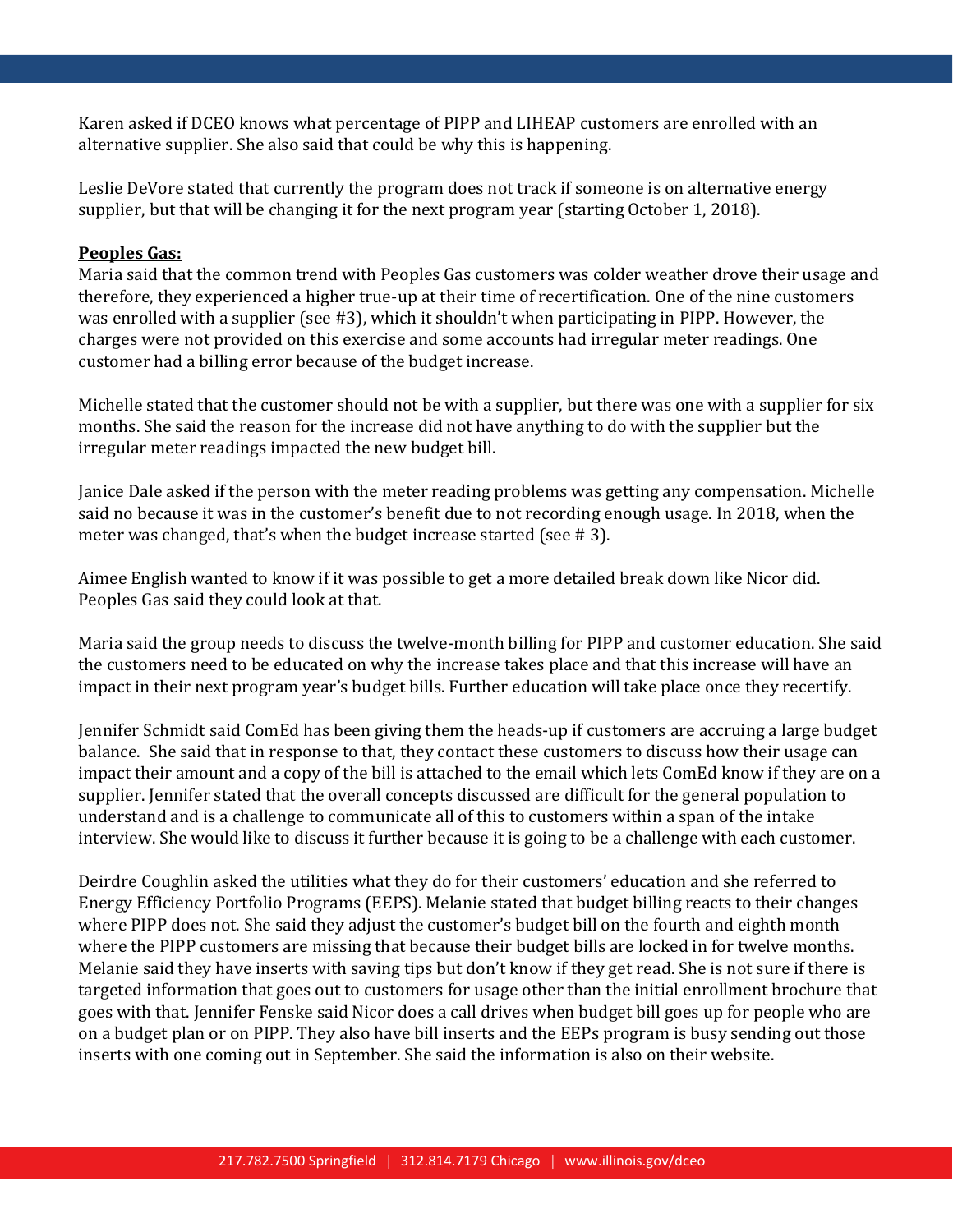Karen asked if DCEO knows what percentage of PIPP and LIHEAP customers are enrolled with an alternative supplier. She also said that could be why this is happening.

Leslie DeVore stated that currently the program does not track if someone is on alternative energy supplier, but that will be changing it for the next program year (starting October 1, 2018).

**Peoples Gas:**

Maria said that the common trend with Peoples Gas customers was colder weather drove their usage and therefore, they experienced a higher true-up at their time of recertification. One of the nine customers was enrolled with a supplier (see #3), which it shouldn't when participating in PIPP. However, the charges were not provided on this exercise and some accounts had irregular meter readings. One customer had a billing error because of the budget increase.

Michelle stated that the customer should not be with a supplier, but there was one with a supplier for six months. She said the reason for the increase did not have anything to do with the supplier but the irregular meter readings impacted the new budget bill.

Janice Dale asked if the person with the meter reading problems was getting any compensation. Michelle said no because it was in the customer's benefit due to not recording enough usage. In 2018, when the meter was changed, that's when the budget increase started (see # 3).

Aimee English wanted to know if it was possible to get a more detailed break down like Nicor did. Peoples Gas said they could look at that.

Maria said the group needs to discuss the twelve-month billing for PIPP and customer education. She said the customers need to be educated on why the increase takes place and that this increase will have an impact in their next program year's budget bills. Further education will take place once they recertify.

Jennifer Schmidt said ComEd has been giving them the heads-up if customers are accruing a large budget balance. She said that in response to that, they contact these customers to discuss how their usage can impact their amount and a copy of the bill is attached to the email which lets ComEd know if they are on a supplier. Jennifer stated that the overall concepts discussed are difficult for the general population to understand and is a challenge to communicate all of this to customers within a span of the intake interview. She would like to discuss it further because it is going to be a challenge with each customer.

Deirdre Coughlin asked the utilities what they do for their customers' education and she referred to Energy Efficiency Portfolio Programs (EEPS). Melanie stated that budget billing reacts to their changes where PIPP does not. She said they adjust the customer's budget bill on the fourth and eighth month where the PIPP customers are missing that because their budget bills are locked in for twelve months. Melanie said they have inserts with saving tips but don't know if they get read. She is not sure if there is targeted information that goes out to customers for usage other than the initial enrollment brochure that goes with that. Jennifer Fenske said Nicor does a call drives when budget bill goes up for people who are on a budget plan or on PIPP. They also have bill inserts and the EEPs program is busy sending out those inserts with one coming out in September. She said the information is also on their website.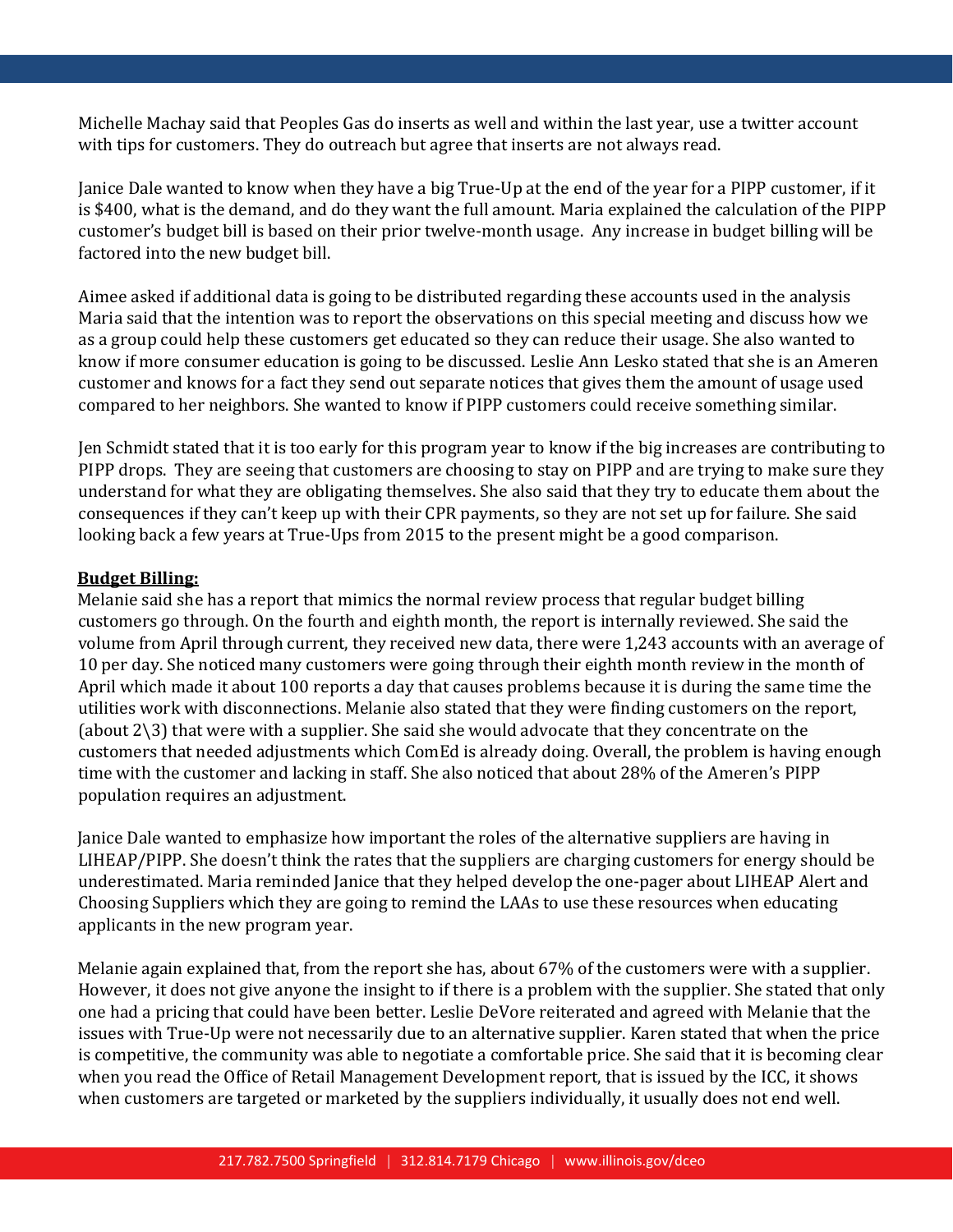Michelle Machay said that Peoples Gas do inserts as well and within the last year, use a twitter account with tips for customers. They do outreach but agree that inserts are not always read.

Janice Dale wanted to know when they have a big True-Up at the end of the year for a PIPP customer, if it is $400, what is the demand, and do they want the full amount. Maria explained the calculation of the PIPP customer's budget bill is based on their prior twelve-month usage. Any increase in budget billing will be factored into the new budget bill.

Aimee asked if additional data is going to be distributed regarding these accounts used in the analysis Maria said that the intention was to report the observations on this special meeting and discuss how we as a group could help these customers get educated so they can reduce their usage. She also wanted to know if more consumer education is going to be discussed. Leslie Ann Lesko stated that she is an Ameren customer and knows for a fact they send out separate notices that gives them the amount of usage used compared to her neighbors. She wanted to know if PIPP customers could receive something similar.

Jen Schmidt stated that it is too early for this program year to know if the big increases are contributing to PIPP drops. They are seeing that customers are choosing to stay on PIPP and are trying to make sure they understand for what they are obligating themselves. She also said that they try to educate them about the consequences if they can't keep up with their CPR payments, so they are not set up for failure. She said looking back a few years at True-Ups from 2015 to the present might be a good comparison.

**Budget Billing:**

Melanie said she has a report that mimics the normal review process that regular budget billing customers go through. On the fourth and eighth month, the report is internally reviewed. She said the volume from April through current, they received new data, there were 1,243 accounts with an average of 10 per day. She noticed many customers were going through their eighth month review in the month of April which made it about 100 reports a day that causes problems because it is during the same time the utilities work with disconnections. Melanie also stated that they were finding customers on the report, (about 2\3) that were with a supplier. She said she would advocate that they concentrate on the customers that needed adjustments which ComEd is already doing. Overall, the problem is having enough time with the customer and lacking in staff. She also noticed that about 28% of the Ameren's PIPP population requires an adjustment.

Janice Dale wanted to emphasize how important the roles of the alternative suppliers are having in LIHEAP/PIPP. She doesn't think the rates that the suppliers are charging customers for energy should be underestimated. Maria reminded Janice that they helped develop the one-pager about LIHEAP Alert and Choosing Suppliers which they are going to remind the LAAs to use these resources when educating applicants in the new program year.

Melanie again explained that, from the report she has, about 67% of the customers were with a supplier. However, it does not give anyone the insight to if there is a problem with the supplier. She stated that only one had a pricing that could have been better. Leslie DeVore reiterated and agreed with Melanie that the issues with True-Up were not necessarily due to an alternative supplier. Karen stated that when the price is competitive, the community was able to negotiate a comfortable price. She said that it is becoming clear when you read the Office of Retail Management Development report, that is issued by the ICC, it shows when customers are targeted or marketed by the suppliers individually, it usually does not end well.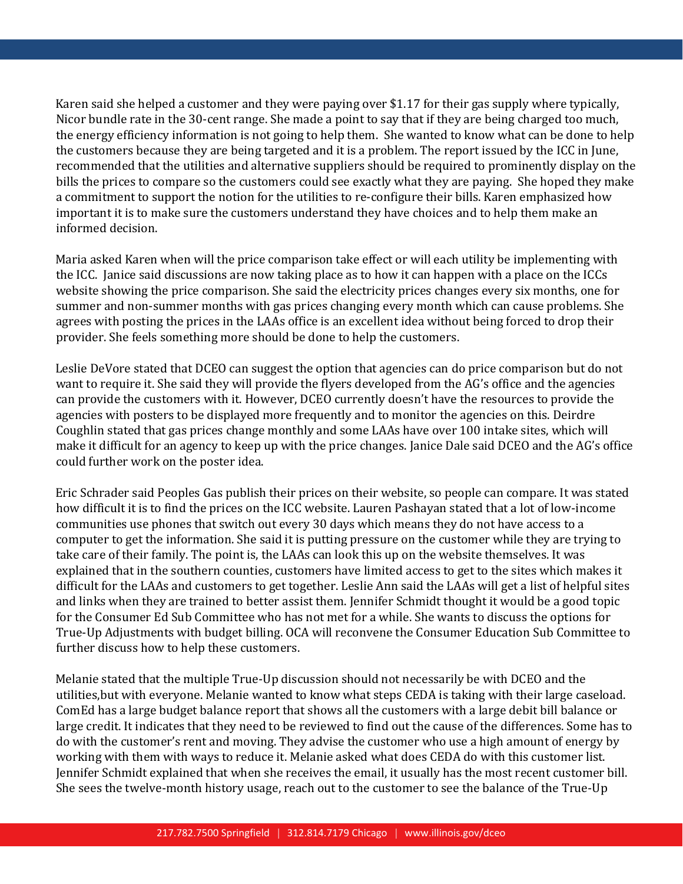Karen said she helped a customer and they were paying over $1.17 for their gas supply where typically, Nicor bundle rate in the 30-cent range. She made a point to say that if they are being charged too much, the energy efficiency information is not going to help them. She wanted to know what can be done to help the customers because they are being targeted and it is a problem. The report issued by the ICC in June, recommended that the utilities and alternative suppliers should be required to prominently display on the bills the prices to compare so the customers could see exactly what they are paying. She hoped they make a commitment to support the notion for the utilities to re-configure their bills. Karen emphasized how important it is to make sure the customers understand they have choices and to help them make an informed decision.

Maria asked Karen when will the price comparison take effect or will each utility be implementing with the ICC. Janice said discussions are now taking place as to how it can happen with a place on the ICCs website showing the price comparison. She said the electricity prices changes every six months, one for summer and non-summer months with gas prices changing every month which can cause problems. She agrees with posting the prices in the LAAs office is an excellent idea without being forced to drop their provider. She feels something more should be done to help the customers.

Leslie DeVore stated that DCEO can suggest the option that agencies can do price comparison but do not want to require it. She said they will provide the flyers developed from the AG's office and the agencies can provide the customers with it. However, DCEO currently doesn't have the resources to provide the agencies with posters to be displayed more frequently and to monitor the agencies on this. Deirdre Coughlin stated that gas prices change monthly and some LAAs have over 100 intake sites, which will make it difficult for an agency to keep up with the price changes. Janice Dale said DCEO and the AG's office could further work on the poster idea.

Eric Schrader said Peoples Gas publish their prices on their website, so people can compare. It was stated how difficult it is to find the prices on the ICC website. Lauren Pashayan stated that a lot of low-income communities use phones that switch out every 30 days which means they do not have access to a computer to get the information. She said it is putting pressure on the customer while they are trying to take care of their family. The point is, the LAAs can look this up on the website themselves. It was explained that in the southern counties, customers have limited access to get to the sites which makes it difficult for the LAAs and customers to get together. Leslie Ann said the LAAs will get a list of helpful sites and links when they are trained to better assist them. Jennifer Schmidt thought it would be a good topic for the Consumer Ed Sub Committee who has not met for a while. She wants to discuss the options for True-Up Adjustments with budget billing. OCA will reconvene the Consumer Education Sub Committee to further discuss how to help these customers.

Melanie stated that the multiple True-Up discussion should not necessarily be with DCEO and the utilities,but with everyone. Melanie wanted to know what steps CEDA is taking with their large caseload. ComEd has a large budget balance report that shows all the customers with a large debit bill balance or large credit. It indicates that they need to be reviewed to find out the cause of the differences. Some has to do with the customer's rent and moving. They advise the customer who use a high amount of energy by working with them with ways to reduce it. Melanie asked what does CEDA do with this customer list. Jennifer Schmidt explained that when she receives the email, it usually has the most recent customer bill. She sees the twelve-month history usage, reach out to the customer to see the balance of the True-Up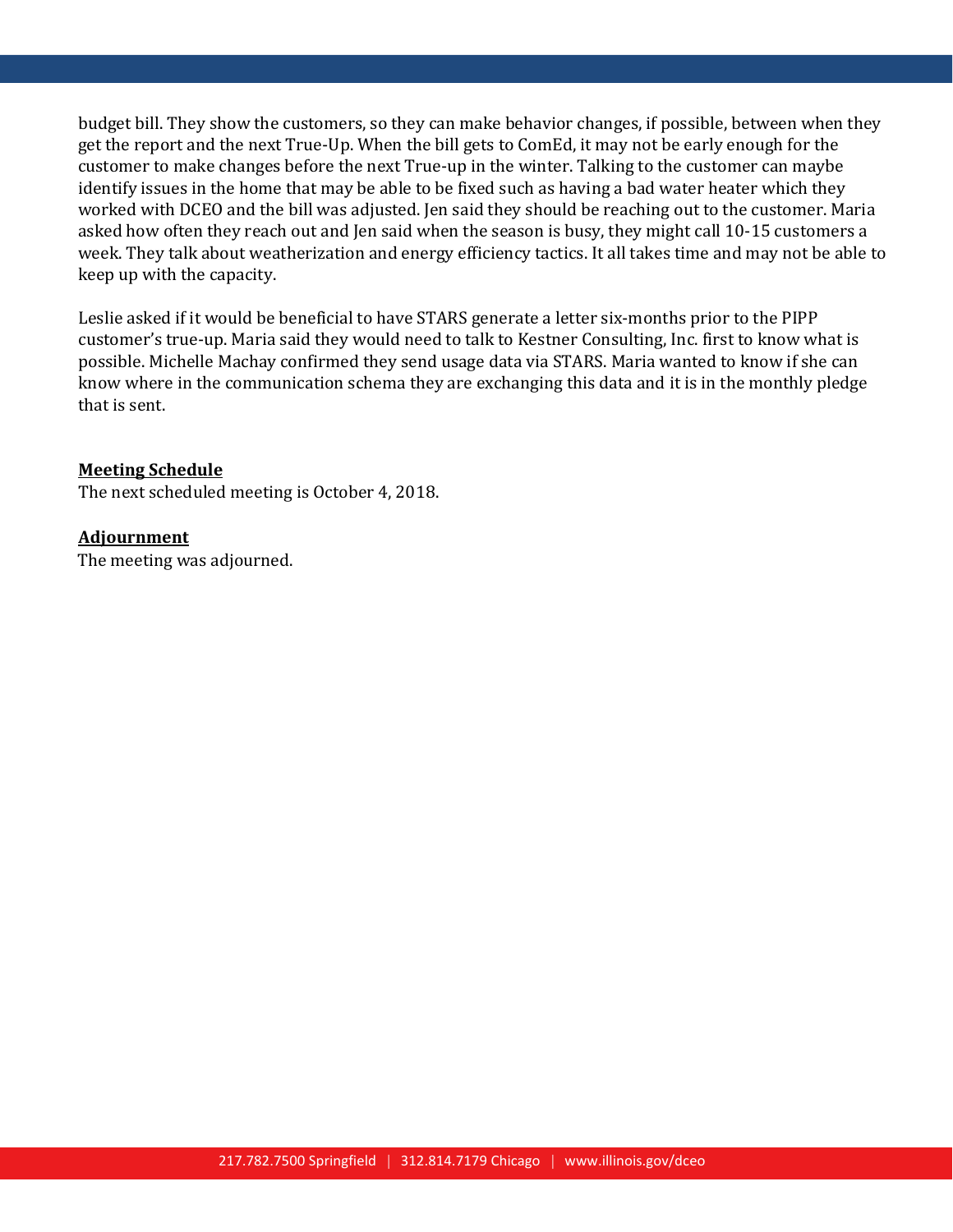budget bill. They show the customers, so they can make behavior changes, if possible, between when they get the report and the next True-Up. When the bill gets to ComEd, it may not be early enough for the customer to make changes before the next True-up in the winter. Talking to the customer can maybe identify issues in the home that may be able to be fixed such as having a bad water heater which they worked with DCEO and the bill was adjusted. Jen said they should be reaching out to the customer. Maria asked how often they reach out and Jen said when the season is busy, they might call 10-15 customers a week. They talk about weatherization and energy efficiency tactics. It all takes time and may not be able to keep up with the capacity.

Leslie asked if it would be beneficial to have STARS generate a letter six-months prior to the PIPP customer's true-up. Maria said they would need to talk to Kestner Consulting, Inc. first to know what is possible. Michelle Machay confirmed they send usage data via STARS. Maria wanted to know if she can know where in the communication schema they are exchanging this data and it is in the monthly pledge that is sent.

**Meeting Schedule**

The next scheduled meeting is October 4, 2018.

**Adjournment**

The meeting was adjourned.